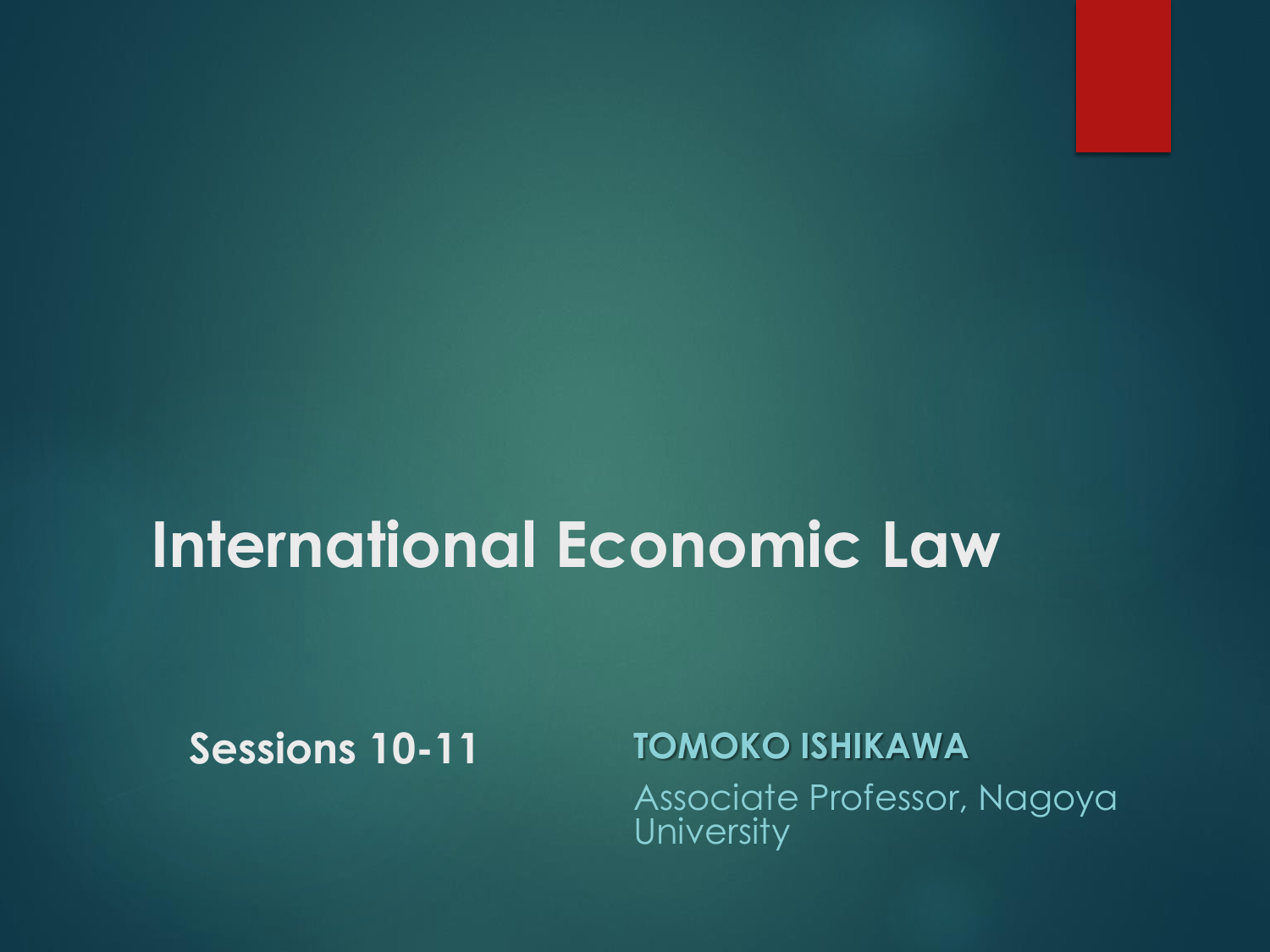# International Economic Law

**Sessions 10-11**

**TOMOKO ISHIKAWA**

Associate Professor, Nagoya University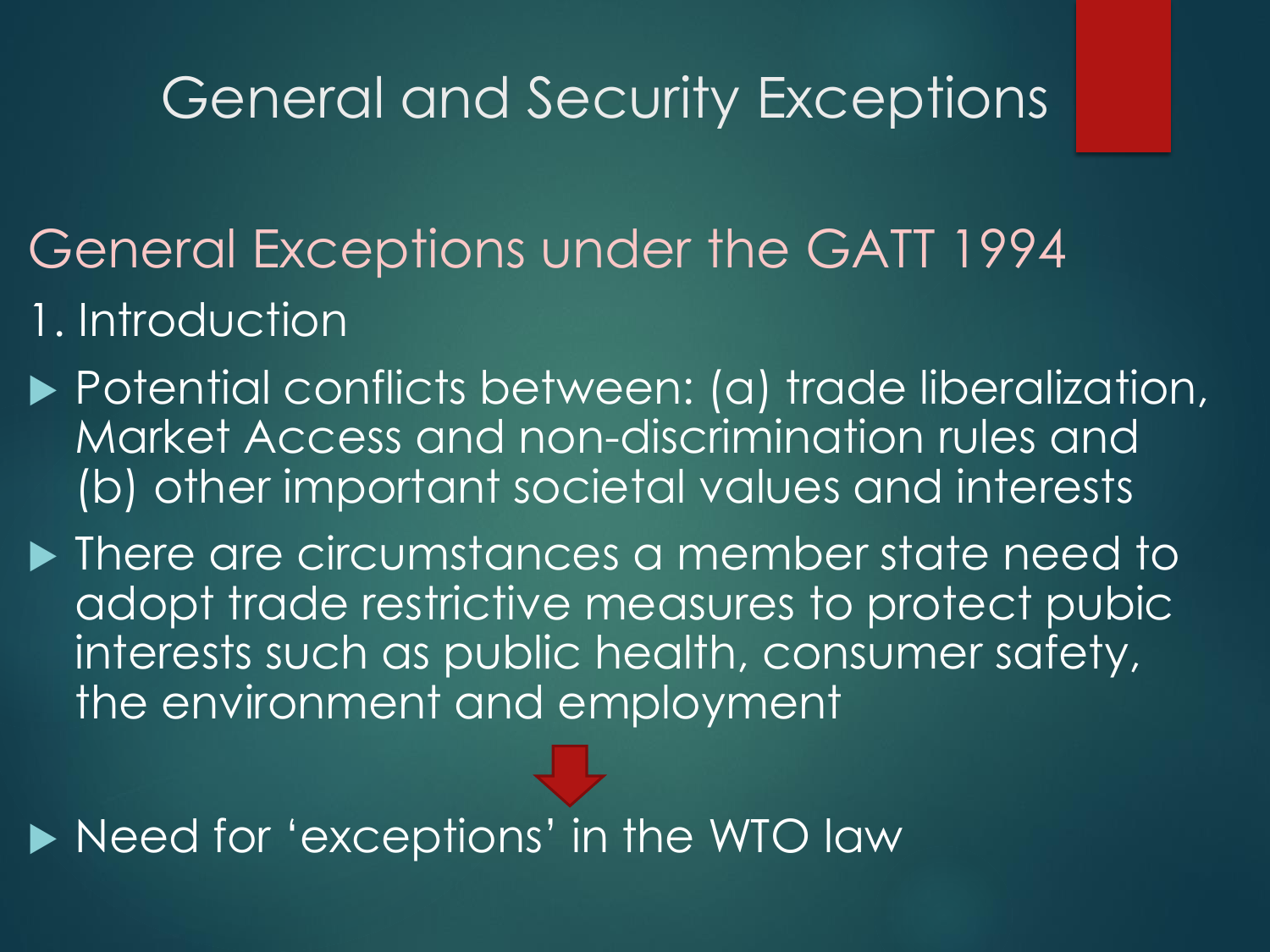# General and Security Exceptions

## General Exceptions under the GATT 1994

1. Introduction

- Potential conflicts between: (a) trade liberalization, Market Access and non-discrimination rules and (b) other important societal values and interests
- There are circumstances a member state need to adopt trade restrictive measures to protect pubic interests such as public health, consumer safety, the environment and employment
- Need for 'exceptions' in the WTO law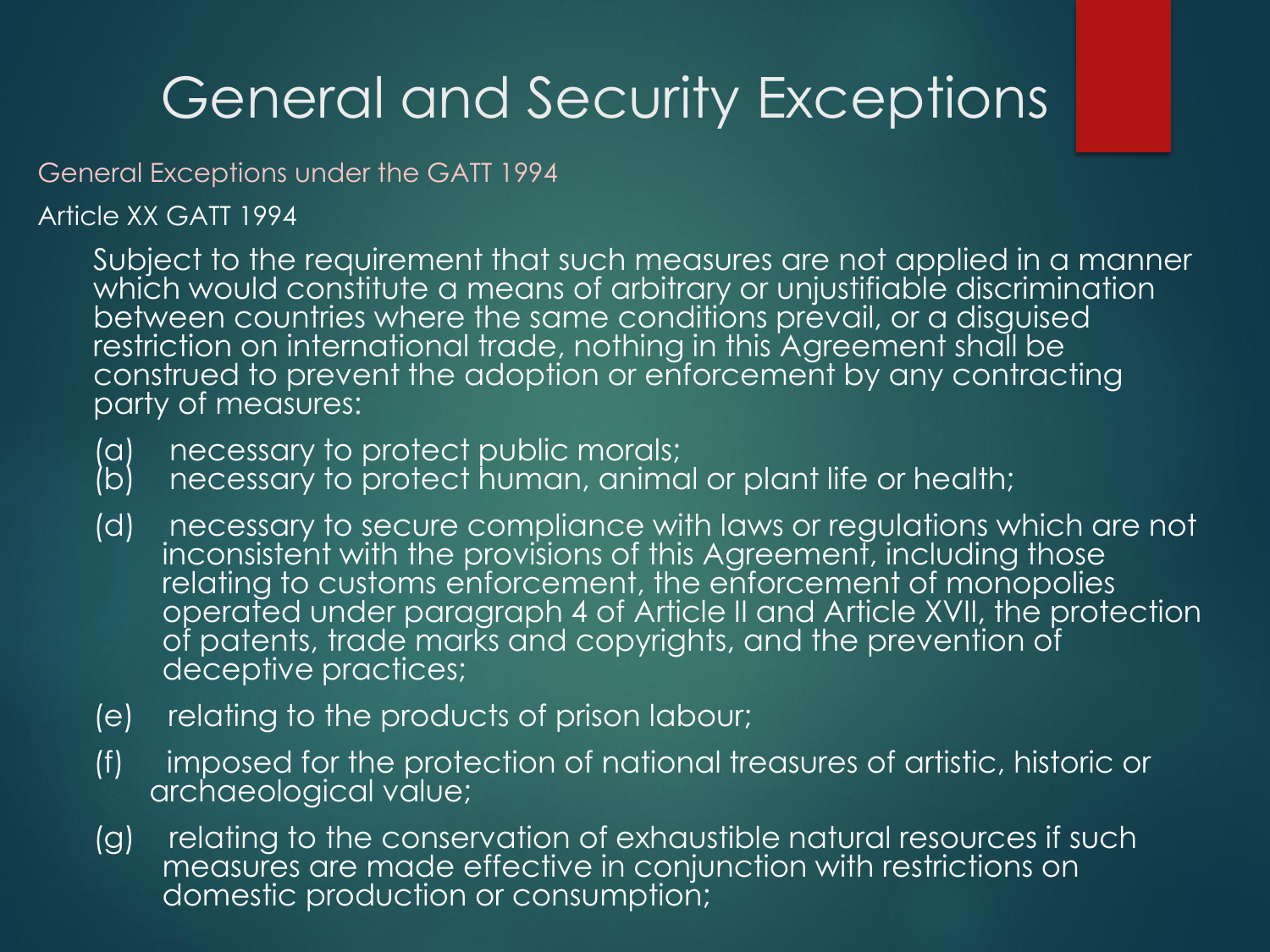# General and Security Exceptions

## General Exceptions under the GATT 1994

### Article XX GATT 1994

Subject to the requirement that such measures are not applied in a manner which would constitute a means of arbitrary or unjustifiable discrimination between countries where the same conditions prevail, or a disguised restriction on international trade, nothing in this Agreement shall be construed to prevent the adoption or enforcement by any contracting party of measures:

(a) necessary to protect public morals;
(b) necessary to protect human, animal or plant life or health;

(d) necessary to secure compliance with laws or regulations which are not inconsistent with the provisions of this Agreement, including those relating to customs enforcement, the enforcement of monopolies operated under paragraph 4 of Article II and Article XVII, the protection of patents, trade marks and copyrights, and the prevention of deceptive practices;

(e) relating to the products of prison labour;

(f) imposed for the protection of national treasures of artistic, historic or archaeological value;

(g) relating to the conservation of exhaustible natural resources if such measures are made effective in conjunction with restrictions on domestic production or consumption;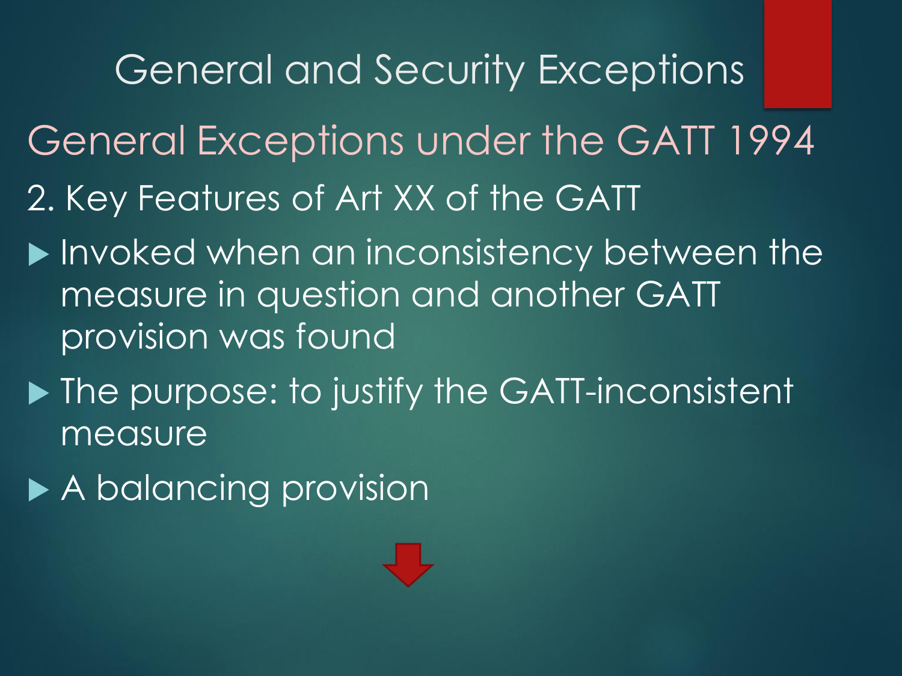# General and Security Exceptions

## General Exceptions under the GATT 1994

### 2. Key Features of Art XX of the GATT

- Invoked when an inconsistency between the measure in question and another GATT provision was found
- The purpose: to justify the GATT-inconsistent measure
- A balancing provision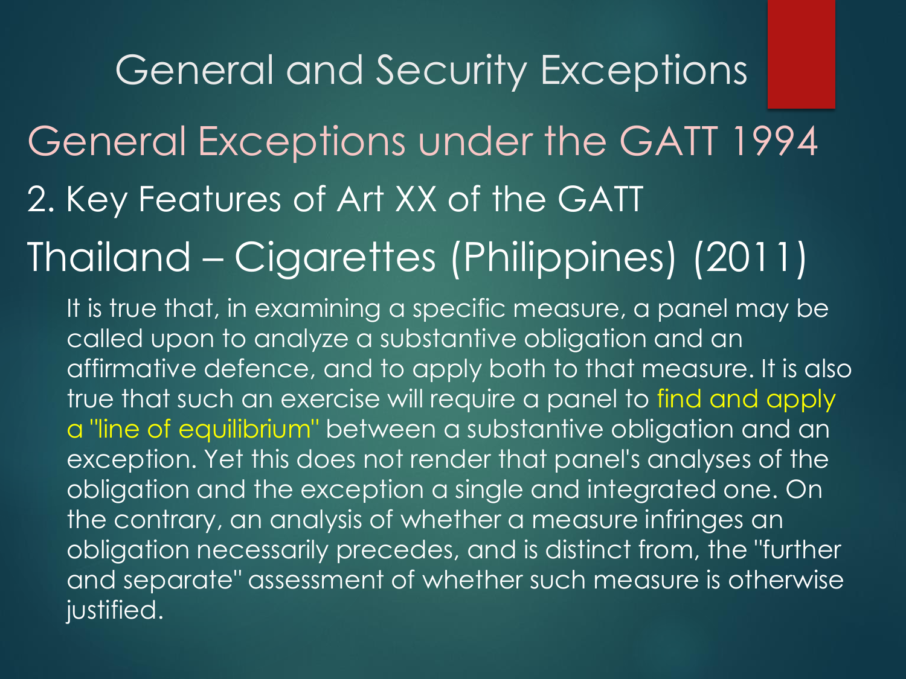# General and Security Exceptions

## General Exceptions under the GATT 1994

### 2. Key Features of Art XX of the GATT

### Thailand – Cigarettes (Philippines) (2011)

It is true that, in examining a specific measure, a panel may be called upon to analyze a substantive obligation and an affirmative defence, and to apply both to that measure. It is also true that such an exercise will require a panel to find and apply a "line of equilibrium" between a substantive obligation and an exception. Yet this does not render that panel's analyses of the obligation and the exception a single and integrated one. On the contrary, an analysis of whether a measure infringes an obligation necessarily precedes, and is distinct from, the "further and separate" assessment of whether such measure is otherwise justified.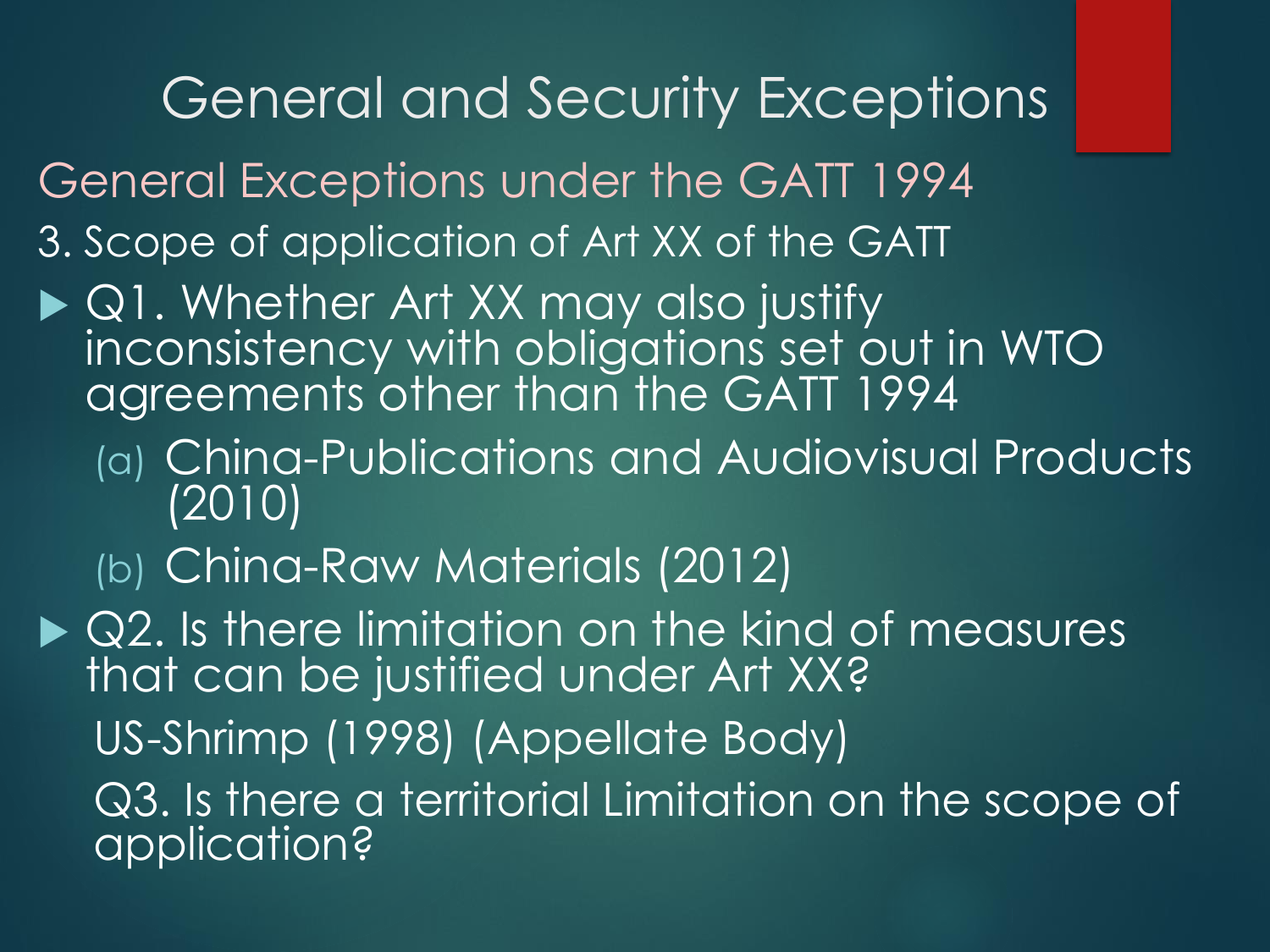# General and Security Exceptions

## General Exceptions under the GATT 1994

3. Scope of application of Art XX of the GATT

- Q1. Whether Art XX may also justify inconsistency with obligations set out in WTO agreements other than the GATT 1994
  - (a) China-Publications and Audiovisual Products (2010)
  - (b) China-Raw Materials (2012)
- Q2. Is there limitation on the kind of measures that can be justified under Art XX?

  US-Shrimp (1998) (Appellate Body)

  Q3. Is there a territorial Limitation on the scope of application?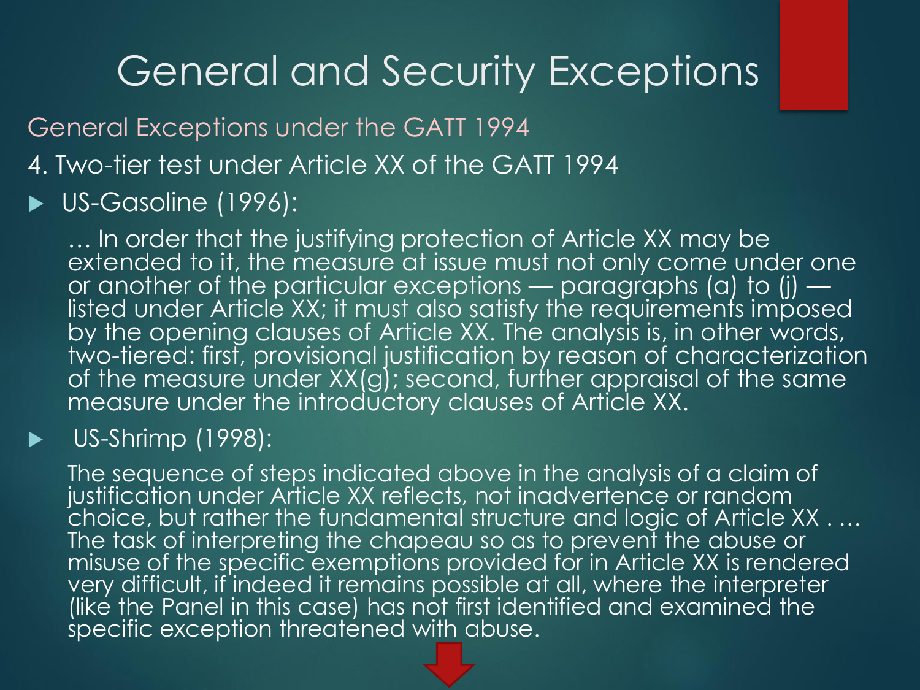# General and Security Exceptions

## General Exceptions under the GATT 1994

4. Two-tier test under Article XX of the GATT 1994

- US-Gasoline (1996):

  … In order that the justifying protection of Article XX may be extended to it, the measure at issue must not only come under one or another of the particular exceptions — paragraphs (a) to (j) — listed under Article XX; it must also satisfy the requirements imposed by the opening clauses of Article XX. The analysis is, in other words, two-tiered: first, provisional justification by reason of characterization of the measure under XX(g); second, further appraisal of the same measure under the introductory clauses of Article XX.

- US-Shrimp (1998):

  The sequence of steps indicated above in the analysis of a claim of justification under Article XX reflects, not inadvertence or random choice, but rather the fundamental structure and logic of Article XX . … The task of interpreting the chapeau so as to prevent the abuse or misuse of the specific exemptions provided for in Article XX is rendered very difficult, if indeed it remains possible at all, where the interpreter (like the Panel in this case) has not first identified and examined the specific exception threatened with abuse.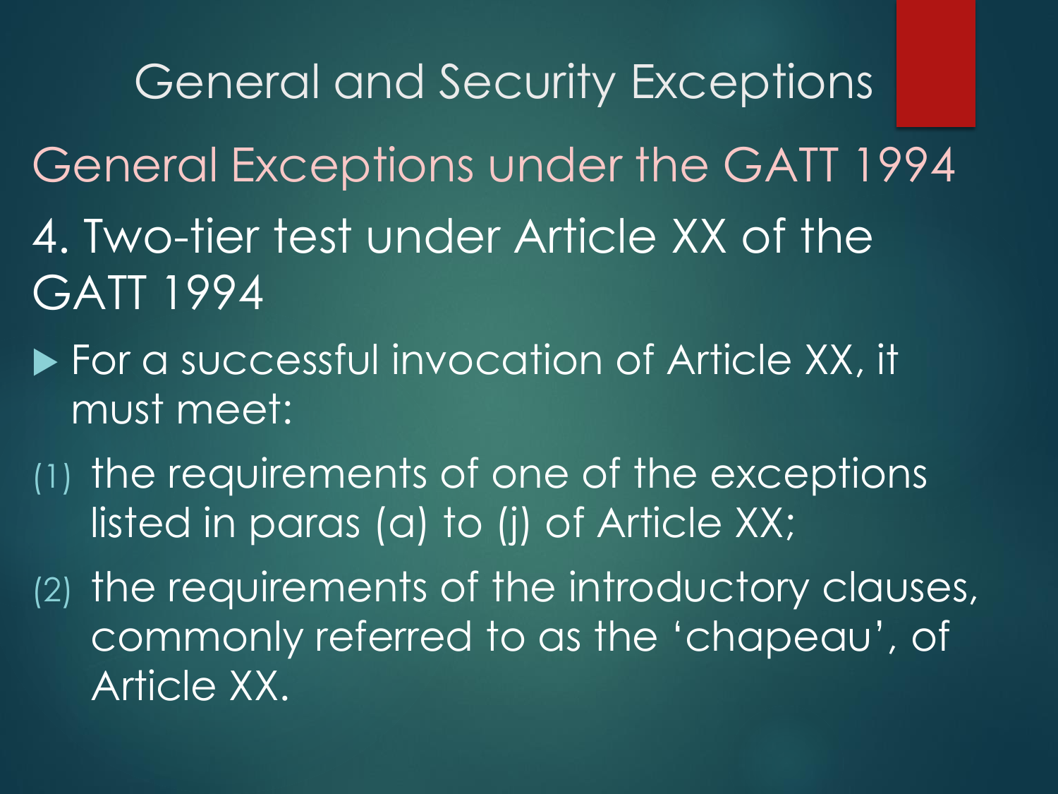# General and Security Exceptions

## General Exceptions under the GATT 1994

### 4. Two-tier test under Article XX of the GATT 1994

- For a successful invocation of Article XX, it must meet:

(1) the requirements of one of the exceptions listed in paras (a) to (j) of Article XX;

(2) the requirements of the introductory clauses, commonly referred to as the 'chapeau', of Article XX.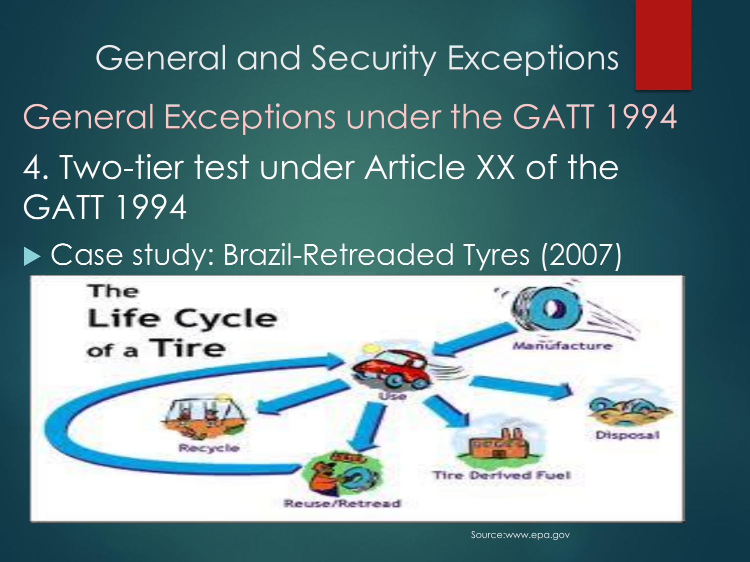# General and Security Exceptions

## General Exceptions under the GATT 1994

### 4. Two-tier test under Article XX of the GATT 1994

- Case study: Brazil-Retreaded Tyres (2007)

Source:www.epa.gov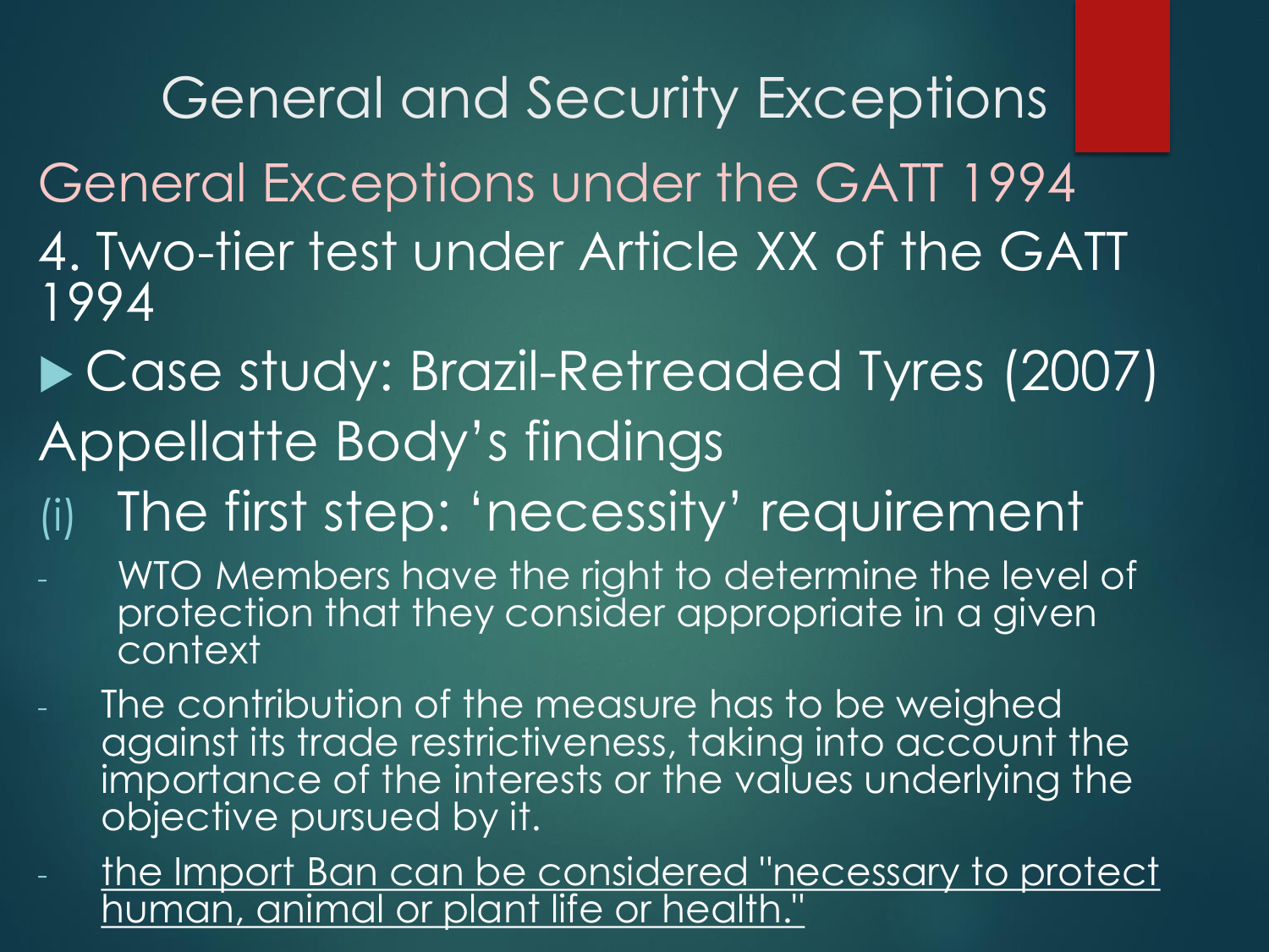# General and Security Exceptions

## General Exceptions under the GATT 1994

### 4. Two-tier test under Article XX of the GATT 1994

- Case study: Brazil-Retreaded Tyres (2007)

Appellatte Body's findings

(i) The first step: 'necessity' requirement

- WTO Members have the right to determine the level of protection that they consider appropriate in a given context
- The contribution of the measure has to be weighed against its trade restrictiveness, taking into account the importance of the interests or the values underlying the objective pursued by it.
- <u>the Import Ban can be considered "necessary to protect human, animal or plant life or health."</u>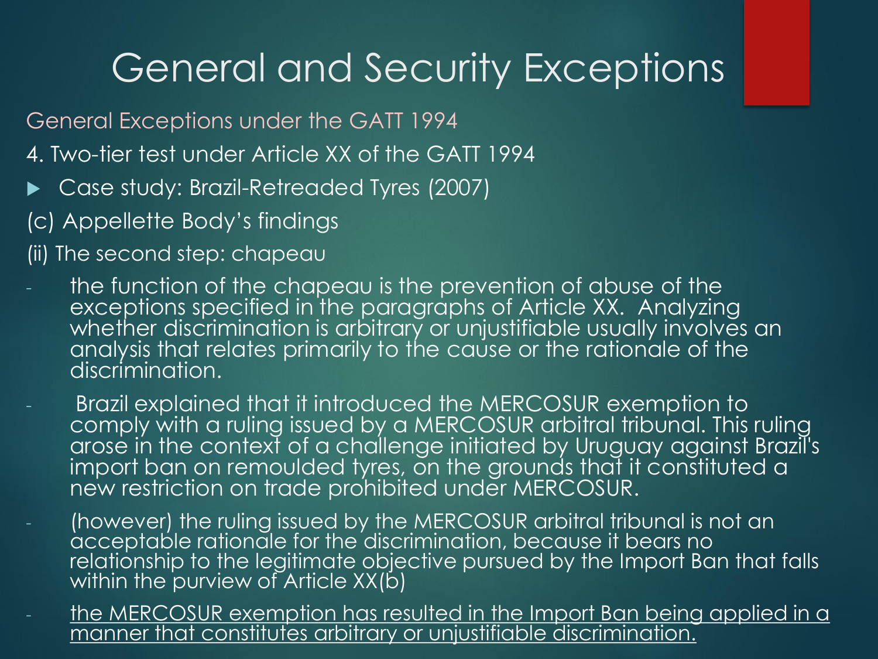# General and Security Exceptions

General Exceptions under the GATT 1994

4. Two-tier test under Article XX of the GATT 1994

- Case study: Brazil-Retreaded Tyres (2007)

(c) Appellette Body's findings

(ii) The second step: chapeau

- the function of the chapeau is the prevention of abuse of the exceptions specified in the paragraphs of Article XX. Analyzing whether discrimination is arbitrary or unjustifiable usually involves an analysis that relates primarily to the cause or the rationale of the discrimination.
- Brazil explained that it introduced the MERCOSUR exemption to comply with a ruling issued by a MERCOSUR arbitral tribunal. This ruling arose in the context of a challenge initiated by Uruguay against Brazil's import ban on remoulded tyres, on the grounds that it constituted a new restriction on trade prohibited under MERCOSUR.
- (however) the ruling issued by the MERCOSUR arbitral tribunal is not an acceptable rationale for the discrimination, because it bears no relationship to the legitimate objective pursued by the Import Ban that falls within the purview of Article XX(b)
- <u>the MERCOSUR exemption has resulted in the Import Ban being applied in a manner that constitutes arbitrary or unjustifiable discrimination.</u>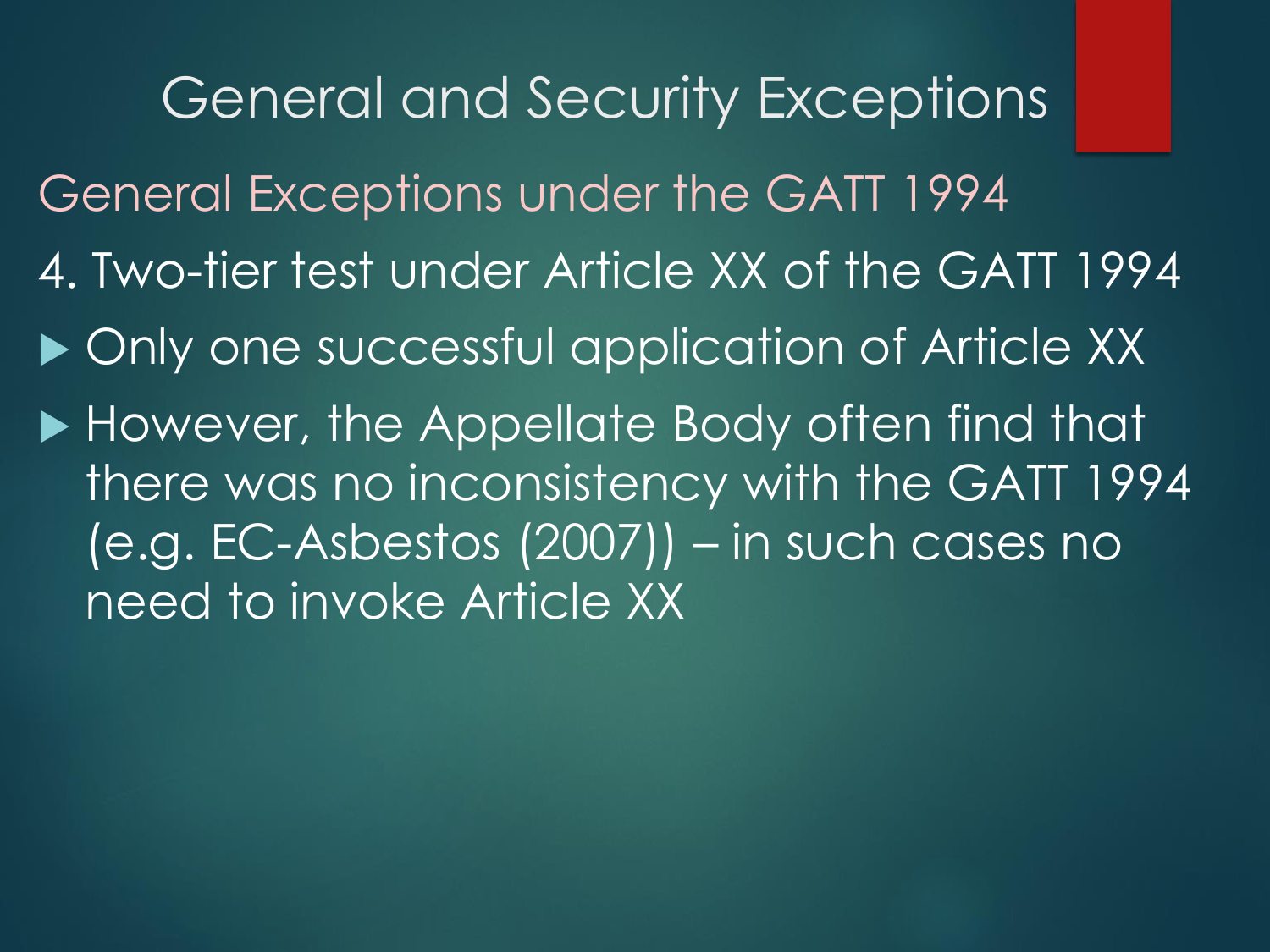# General and Security Exceptions

## General Exceptions under the GATT 1994

4. Two-tier test under Article XX of the GATT 1994

- Only one successful application of Article XX
- However, the Appellate Body often find that there was no inconsistency with the GATT 1994 (e.g. EC-Asbestos (2007)) – in such cases no need to invoke Article XX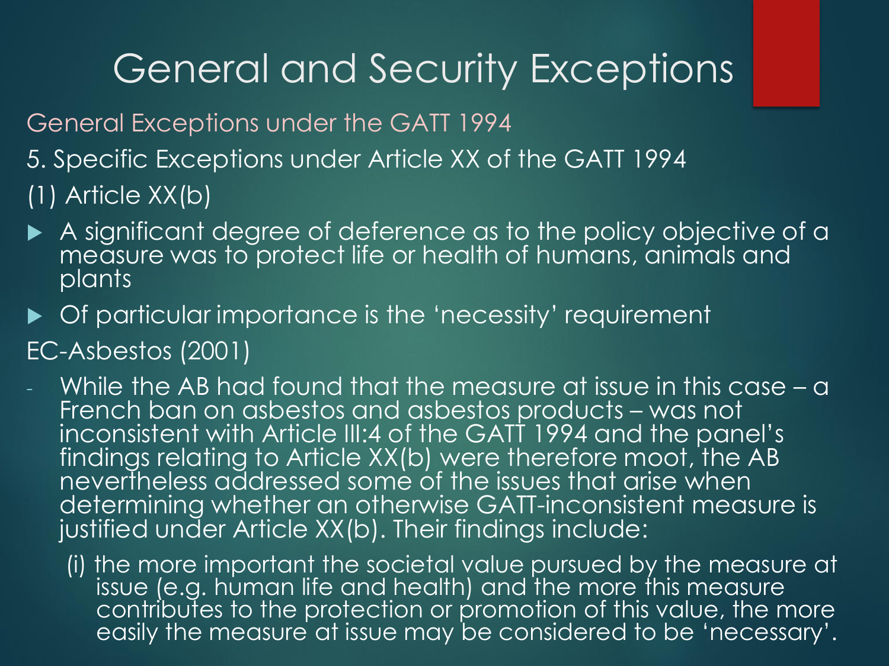# General and Security Exceptions

## General Exceptions under the GATT 1994

5. Specific Exceptions under Article XX of the GATT 1994

(1) Article XX(b)

- A significant degree of deference as to the policy objective of a measure was to protect life or health of humans, animals and plants
- Of particular importance is the 'necessity' requirement

EC-Asbestos (2001)

- While the AB had found that the measure at issue in this case – a French ban on asbestos and asbestos products – was not inconsistent with Article III:4 of the GATT 1994 and the panel's findings relating to Article XX(b) were therefore moot, the AB nevertheless addressed some of the issues that arise when determining whether an otherwise GATT-inconsistent measure is justified under Article XX(b). Their findings include:

  (i) the more important the societal value pursued by the measure at issue (e.g. human life and health) and the more this measure contributes to the protection or promotion of this value, the more easily the measure at issue may be considered to be 'necessary'.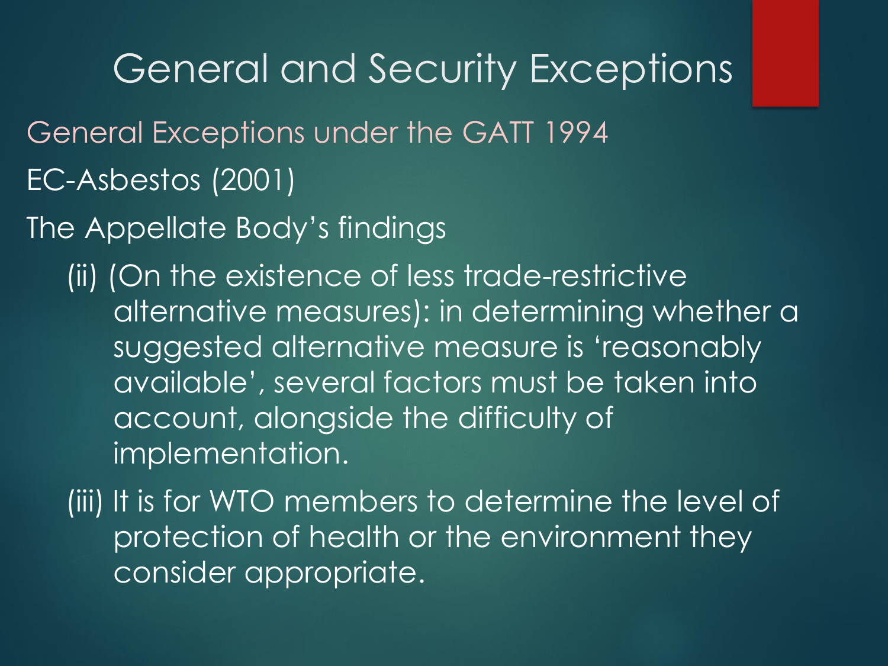# General and Security Exceptions

## General Exceptions under the GATT 1994

EC-Asbestos (2001)

The Appellate Body's findings

(ii) (On the existence of less trade-restrictive alternative measures): in determining whether a suggested alternative measure is 'reasonably available', several factors must be taken into account, alongside the difficulty of implementation.

(iii) It is for WTO members to determine the level of protection of health or the environment they consider appropriate.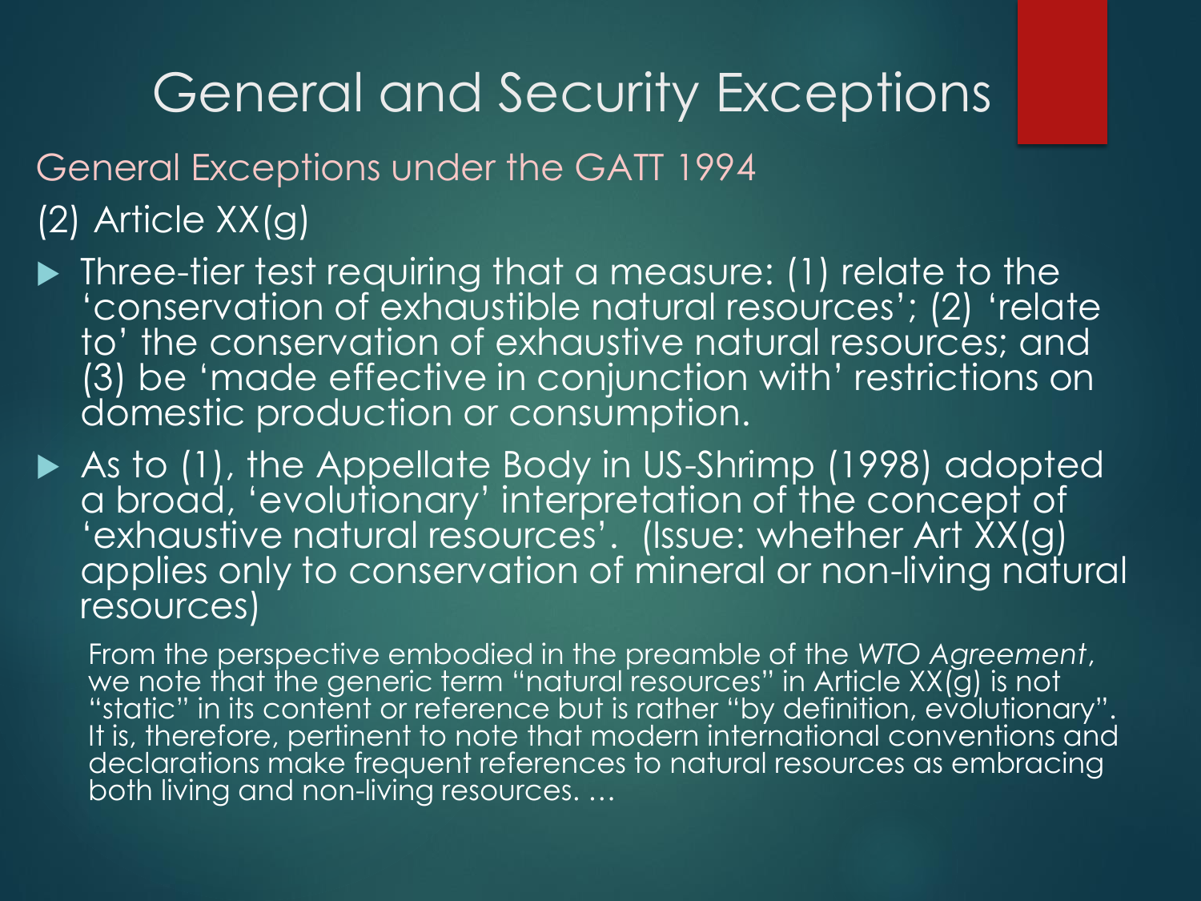# General and Security Exceptions

## General Exceptions under the GATT 1994

### (2) Article XX(g)

- Three-tier test requiring that a measure: (1) relate to the 'conservation of exhaustible natural resources'; (2) 'relate to' the conservation of exhaustive natural resources; and (3) be 'made effective in conjunction with' restrictions on domestic production or consumption.
- As to (1), the Appellate Body in US-Shrimp (1998) adopted a broad, 'evolutionary' interpretation of the concept of 'exhaustive natural resources'. (Issue: whether Art XX(g) applies only to conservation of mineral or non-living natural resources)

> From the perspective embodied in the preamble of the *WTO Agreement*, we note that the generic term "natural resources" in Article XX(g) is not "static" in its content or reference but is rather "by definition, evolutionary". It is, therefore, pertinent to note that modern international conventions and declarations make frequent references to natural resources as embracing both living and non-living resources. …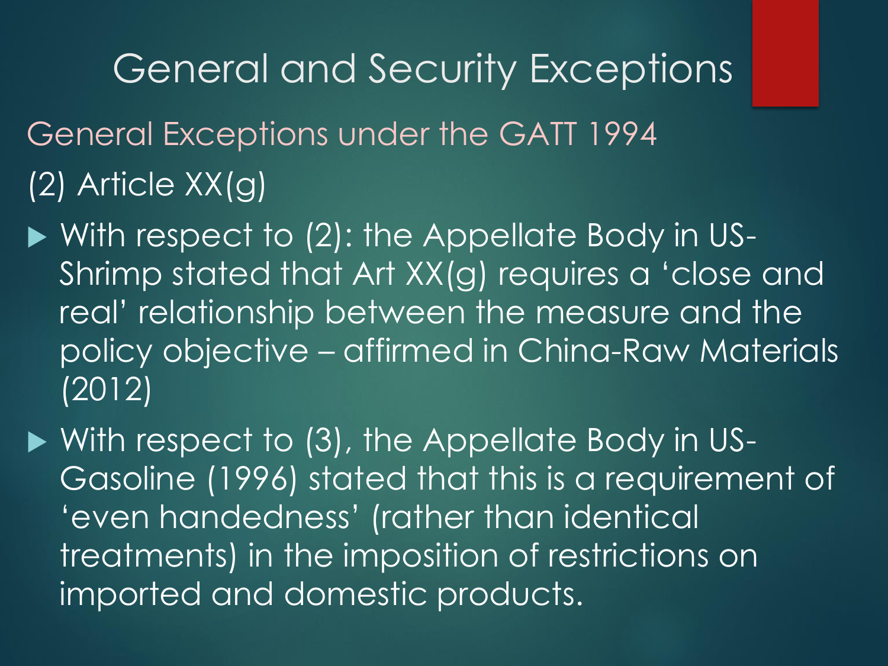# General and Security Exceptions

## General Exceptions under the GATT 1994

(2) Article XX(g)

- With respect to (2): the Appellate Body in US-Shrimp stated that Art XX(g) requires a 'close and real' relationship between the measure and the policy objective – affirmed in China-Raw Materials (2012)
- With respect to (3), the Appellate Body in US-Gasoline (1996) stated that this is a requirement of 'even handedness' (rather than identical treatments) in the imposition of restrictions on imported and domestic products.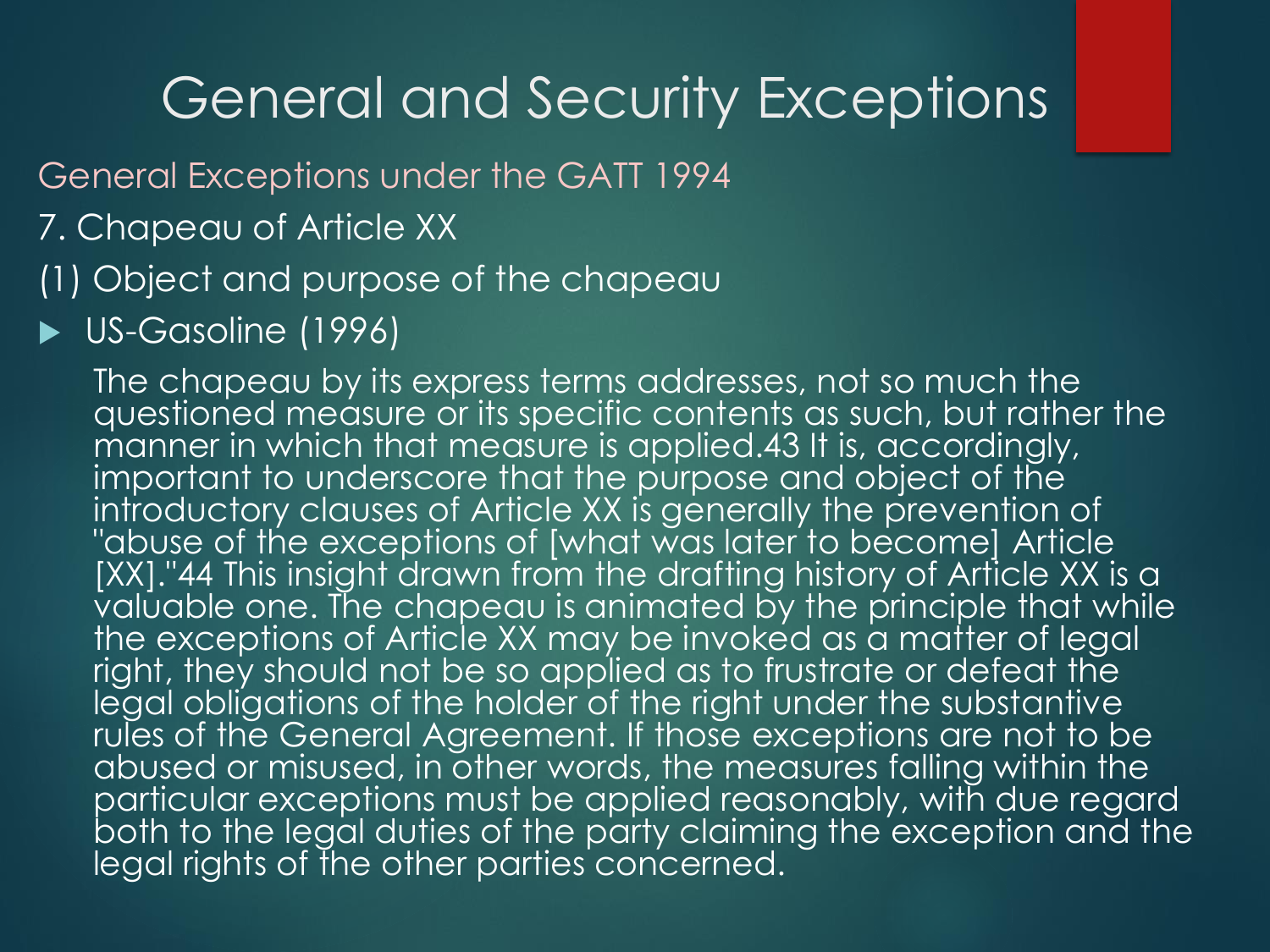# General and Security Exceptions

## General Exceptions under the GATT 1994

7. Chapeau of Article XX

(1) Object and purpose of the chapeau

- US-Gasoline (1996)

  The chapeau by its express terms addresses, not so much the questioned measure or its specific contents as such, but rather the manner in which that measure is applied.43 It is, accordingly, important to underscore that the purpose and object of the introductory clauses of Article XX is generally the prevention of "abuse of the exceptions of [what was later to become] Article [XX]."44 This insight drawn from the drafting history of Article XX is a valuable one. The chapeau is animated by the principle that while the exceptions of Article XX may be invoked as a matter of legal right, they should not be so applied as to frustrate or defeat the legal obligations of the holder of the right under the substantive rules of the General Agreement. If those exceptions are not to be abused or misused, in other words, the measures falling within the particular exceptions must be applied reasonably, with due regard both to the legal duties of the party claiming the exception and the legal rights of the other parties concerned.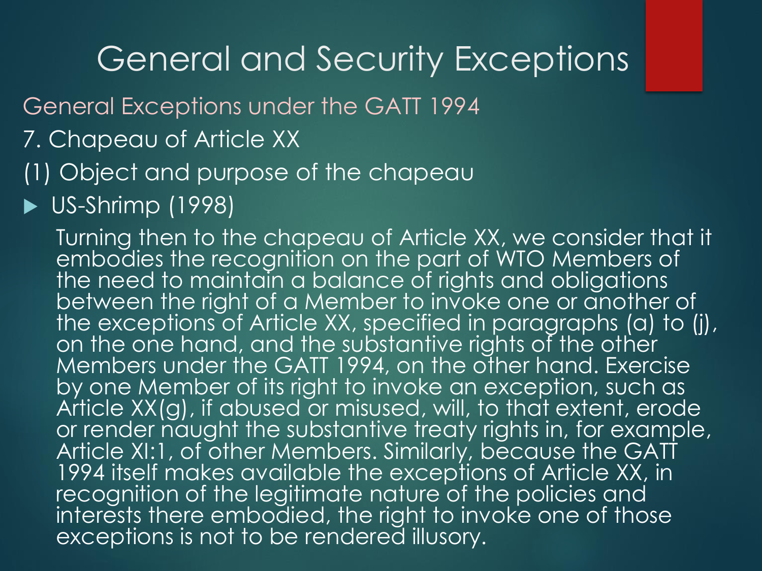# General and Security Exceptions

## General Exceptions under the GATT 1994

7. Chapeau of Article XX

(1) Object and purpose of the chapeau

- US-Shrimp (1998)

Turning then to the chapeau of Article XX, we consider that it embodies the recognition on the part of WTO Members of the need to maintain a balance of rights and obligations between the right of a Member to invoke one or another of the exceptions of Article XX, specified in paragraphs (a) to (j), on the one hand, and the substantive rights of the other Members under the GATT 1994, on the other hand. Exercise by one Member of its right to invoke an exception, such as Article XX(g), if abused or misused, will, to that extent, erode or render naught the substantive treaty rights in, for example, Article XI:1, of other Members. Similarly, because the GATT 1994 itself makes available the exceptions of Article XX, in recognition of the legitimate nature of the policies and interests there embodied, the right to invoke one of those exceptions is not to be rendered illusory.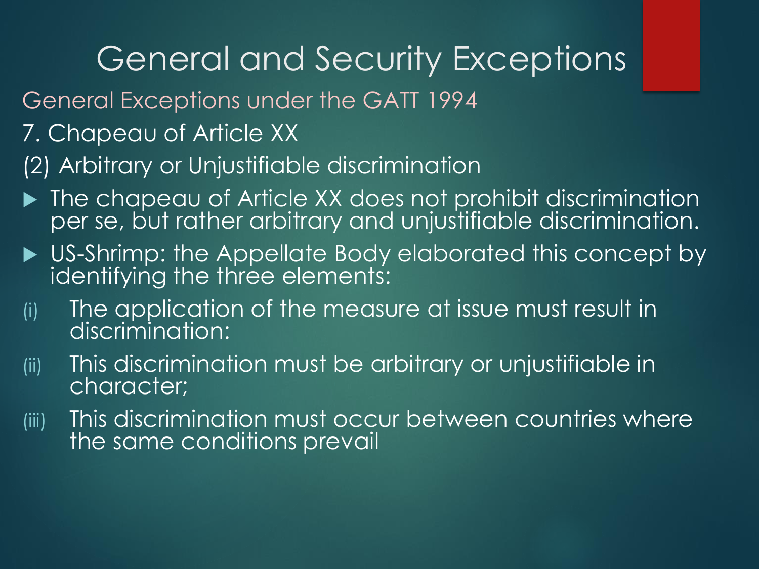# General and Security Exceptions

## General Exceptions under the GATT 1994

### 7. Chapeau of Article XX

### (2) Arbitrary or Unjustifiable discrimination

- The chapeau of Article XX does not prohibit discrimination per se, but rather arbitrary and unjustifiable discrimination.
- US-Shrimp: the Appellate Body elaborated this concept by identifying the three elements:

(i) The application of the measure at issue must result in discrimination:

(ii) This discrimination must be arbitrary or unjustifiable in character;

(iii) This discrimination must occur between countries where the same conditions prevail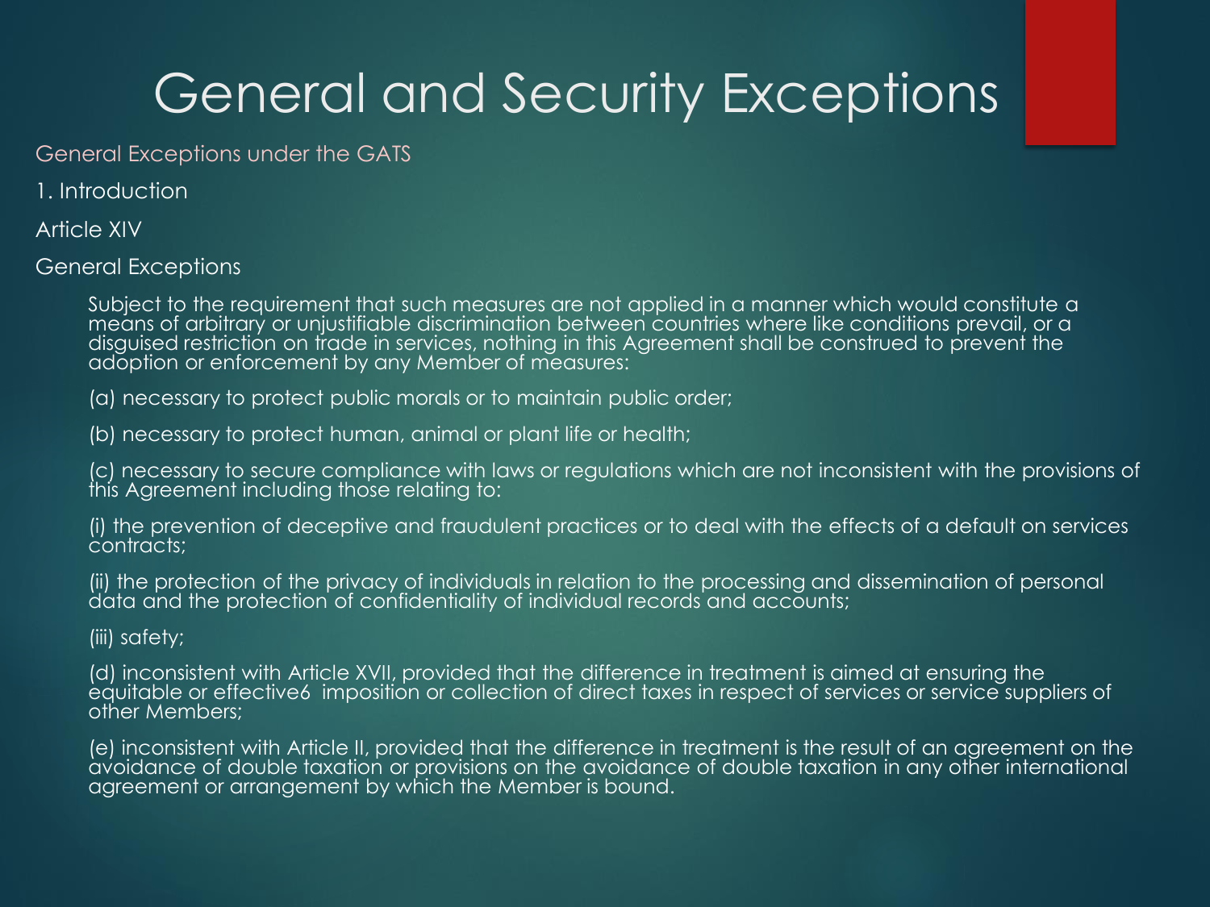# General and Security Exceptions

General Exceptions under the GATS

1. Introduction

Article XIV

General Exceptions

Subject to the requirement that such measures are not applied in a manner which would constitute a means of arbitrary or unjustifiable discrimination between countries where like conditions prevail, or a disguised restriction on trade in services, nothing in this Agreement shall be construed to prevent the adoption or enforcement by any Member of measures:

(a) necessary to protect public morals or to maintain public order;

(b) necessary to protect human, animal or plant life or health;

(c) necessary to secure compliance with laws or regulations which are not inconsistent with the provisions of this Agreement including those relating to:

(i) the prevention of deceptive and fraudulent practices or to deal with the effects of a default on services contracts;

(ii) the protection of the privacy of individuals in relation to the processing and dissemination of personal data and the protection of confidentiality of individual records and accounts;

(iii) safety;

(d) inconsistent with Article XVII, provided that the difference in treatment is aimed at ensuring the equitable or effective6 imposition or collection of direct taxes in respect of services or service suppliers of other Members;

(e) inconsistent with Article II, provided that the difference in treatment is the result of an agreement on the avoidance of double taxation or provisions on the avoidance of double taxation in any other international agreement or arrangement by which the Member is bound.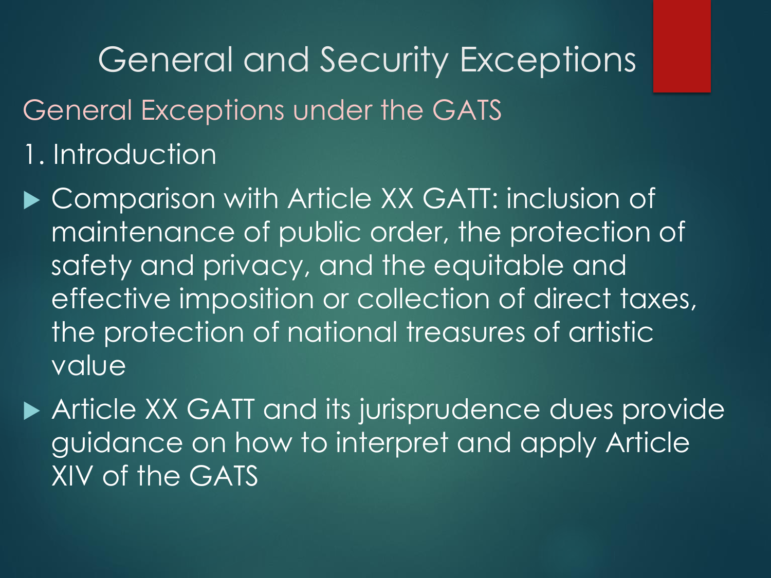# General and Security Exceptions

## General Exceptions under the GATS

### 1. Introduction

- Comparison with Article XX GATT: inclusion of maintenance of public order, the protection of safety and privacy, and the equitable and effective imposition or collection of direct taxes, the protection of national treasures of artistic value
- Article XX GATT and its jurisprudence dues provide guidance on how to interpret and apply Article XIV of the GATS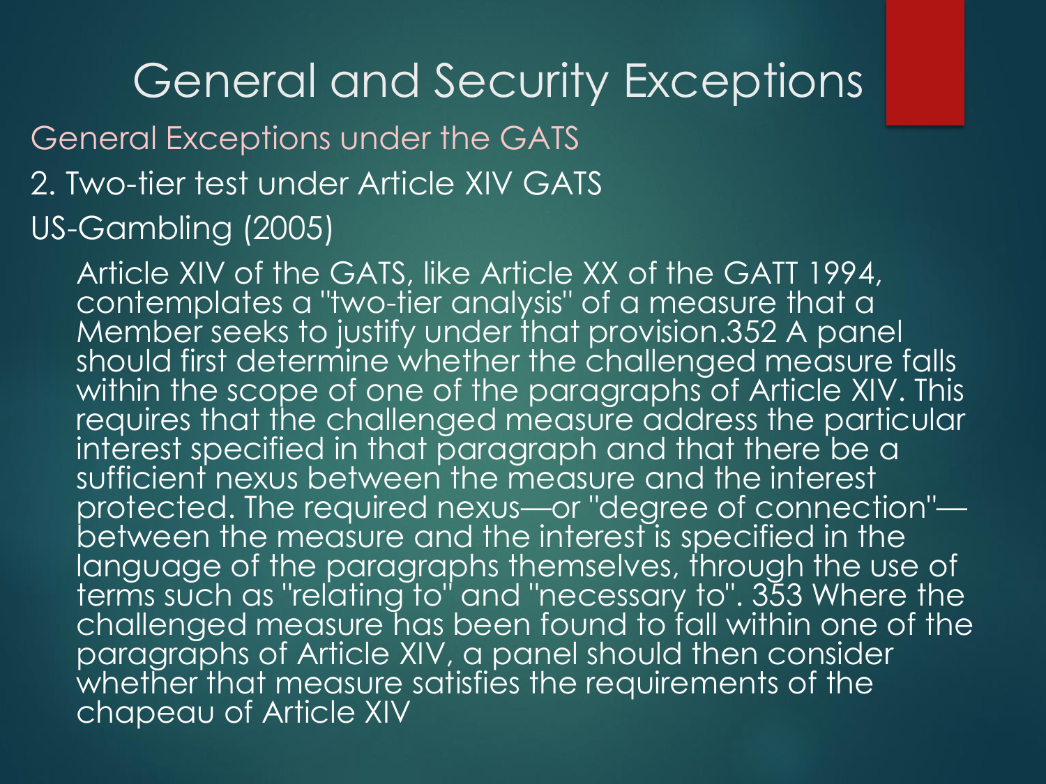# General and Security Exceptions

## General Exceptions under the GATS

2. Two-tier test under Article XIV GATS

US-Gambling (2005)

Article XIV of the GATS, like Article XX of the GATT 1994, contemplates a "two-tier analysis" of a measure that a Member seeks to justify under that provision.352 A panel should first determine whether the challenged measure falls within the scope of one of the paragraphs of Article XIV. This requires that the challenged measure address the particular interest specified in that paragraph and that there be a sufficient nexus between the measure and the interest protected. The required nexus—or "degree of connection"—between the measure and the interest is specified in the language of the paragraphs themselves, through the use of terms such as "relating to" and "necessary to". 353 Where the challenged measure has been found to fall within one of the paragraphs of Article XIV, a panel should then consider whether that measure satisfies the requirements of the chapeau of Article XIV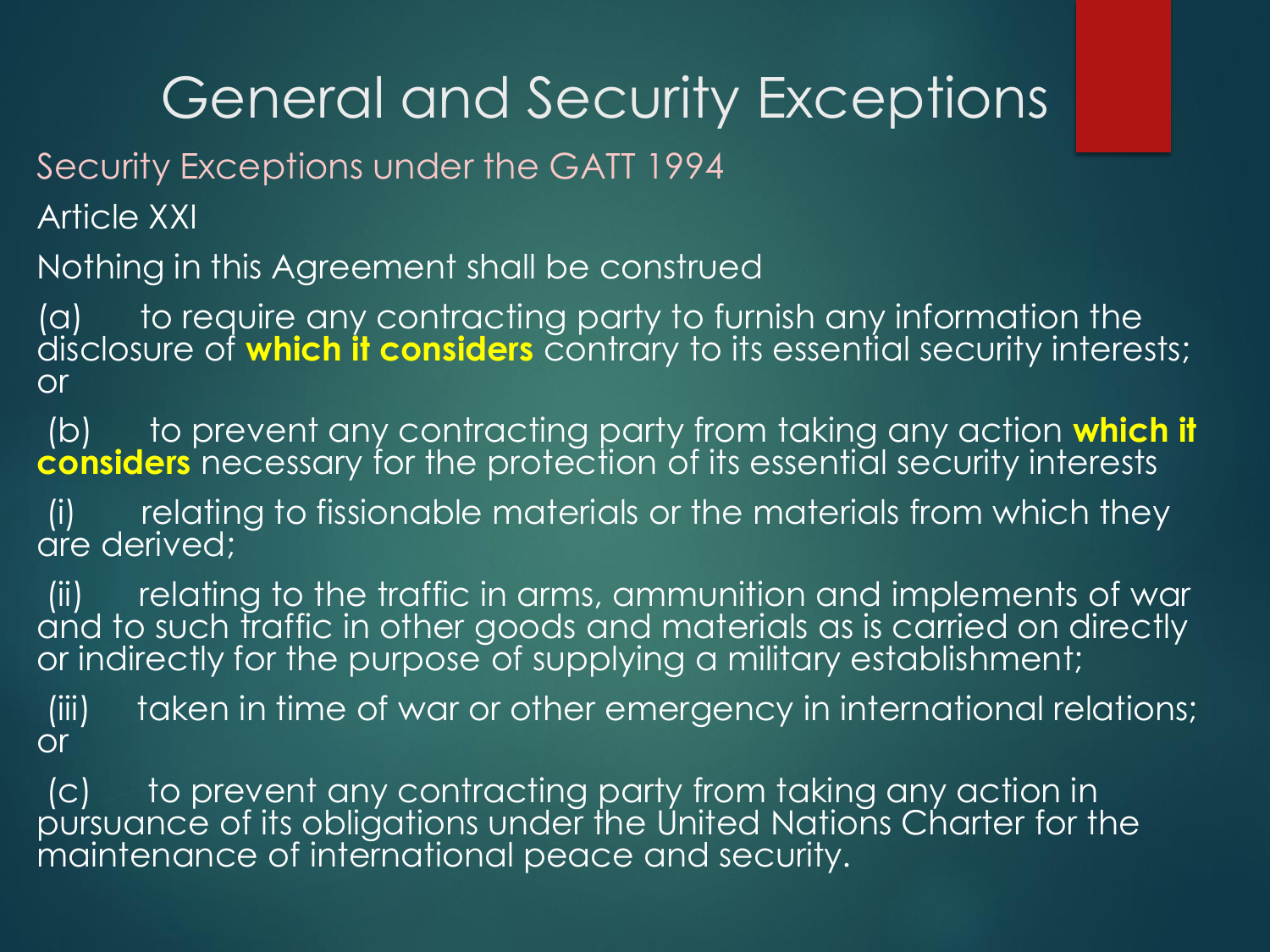# General and Security Exceptions

## Security Exceptions under the GATT 1994

Article XXI

Nothing in this Agreement shall be construed

(a) to require any contracting party to furnish any information the disclosure of **which it considers** contrary to its essential security interests; or

(b) to prevent any contracting party from taking any action **which it considers** necessary for the protection of its essential security interests

(i) relating to fissionable materials or the materials from which they are derived;

(ii) relating to the traffic in arms, ammunition and implements of war and to such traffic in other goods and materials as is carried on directly or indirectly for the purpose of supplying a military establishment;

(iii) taken in time of war or other emergency in international relations; or

(c) to prevent any contracting party from taking any action in pursuance of its obligations under the United Nations Charter for the maintenance of international peace and security.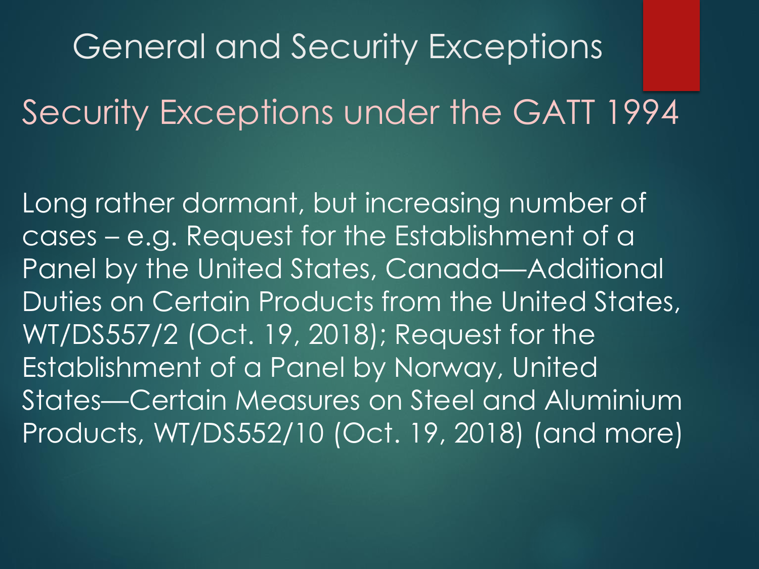# General and Security Exceptions

## Security Exceptions under the GATT 1994

Long rather dormant, but increasing number of cases – e.g. Request for the Establishment of a Panel by the United States, Canada—Additional Duties on Certain Products from the United States, WT/DS557/2 (Oct. 19, 2018); Request for the Establishment of a Panel by Norway, United States—Certain Measures on Steel and Aluminium Products, WT/DS552/10 (Oct. 19, 2018) (and more)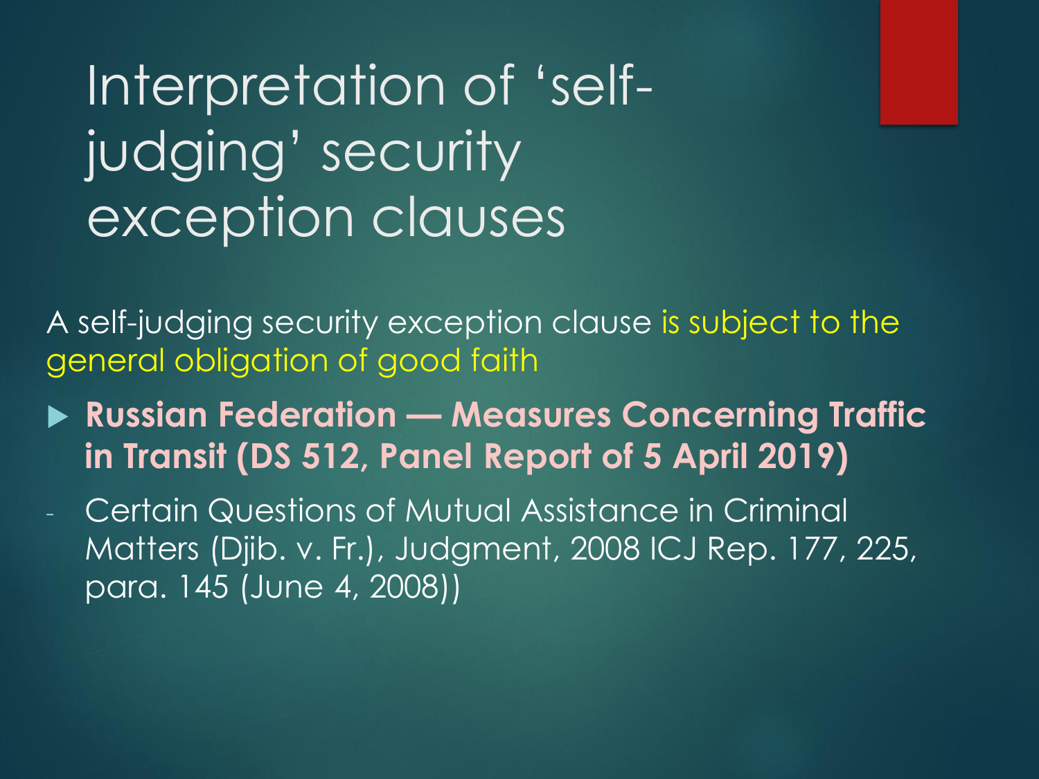# Interpretation of 'self-judging' security exception clauses

A self-judging security exception clause is subject to the general obligation of good faith

- **Russian Federation — Measures Concerning Traffic in Transit (DS 512, Panel Report of 5 April 2019)**

- Certain Questions of Mutual Assistance in Criminal Matters (Djib. v. Fr.), Judgment, 2008 ICJ Rep. 177, 225, para. 145 (June 4, 2008))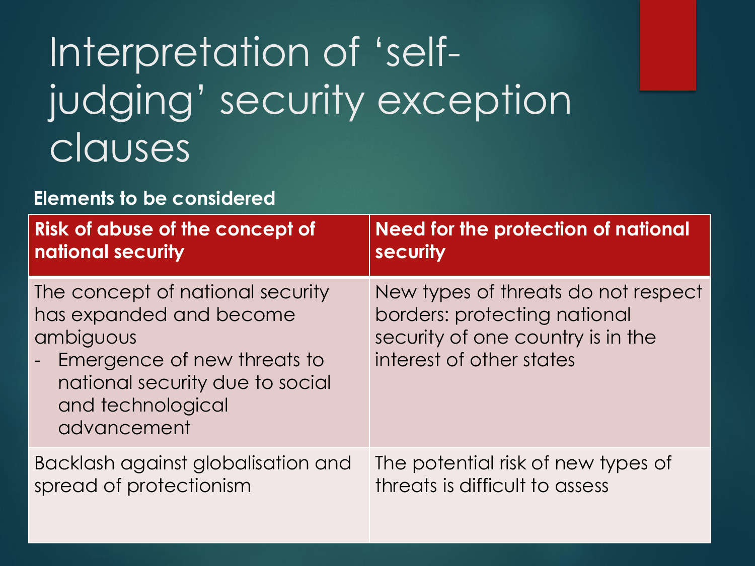# Interpretation of 'self-judging' security exception clauses

**Elements to be considered**

| **Risk of abuse of the concept of national security** | **Need for the protection of national security** |
| --- | --- |
| The concept of national security has expanded and become ambiguous<br>- Emergence of new threats to national security due to social and technological advancement | New types of threats do not respect borders: protecting national security of one country is in the interest of other states |
| Backlash against globalisation and spread of protectionism | The potential risk of new types of threats is difficult to assess |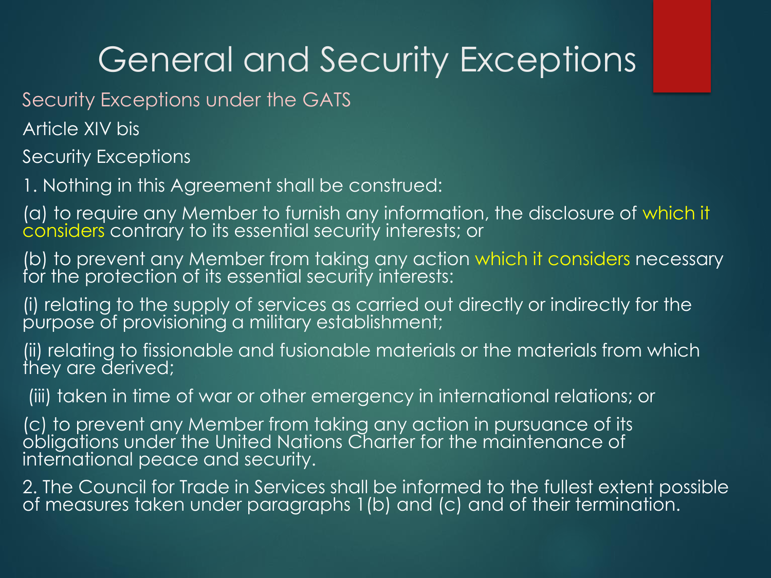# General and Security Exceptions

## Security Exceptions under the GATS

Article XIV bis

Security Exceptions

1. Nothing in this Agreement shall be construed:

(a) to require any Member to furnish any information, the disclosure of which it considers contrary to its essential security interests; or

(b) to prevent any Member from taking any action which it considers necessary for the protection of its essential security interests:

(i) relating to the supply of services as carried out directly or indirectly for the purpose of provisioning a military establishment;

(ii) relating to fissionable and fusionable materials or the materials from which they are derived;

(iii) taken in time of war or other emergency in international relations; or

(c) to prevent any Member from taking any action in pursuance of its obligations under the United Nations Charter for the maintenance of international peace and security.

2. The Council for Trade in Services shall be informed to the fullest extent possible of measures taken under paragraphs 1(b) and (c) and of their termination.